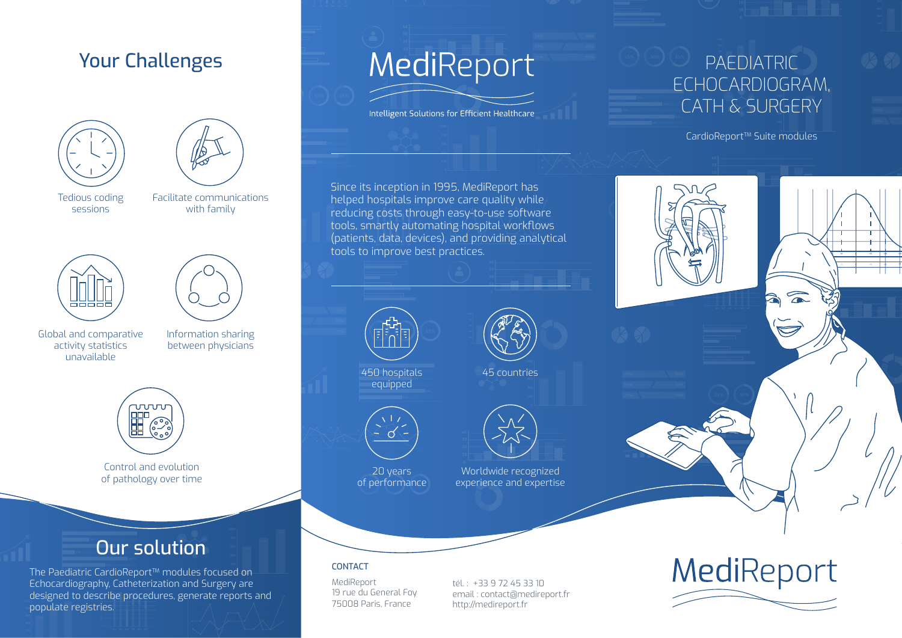## Your Challenges

- Tedious coding sessions
- Facilitate communications with family
- Global and comparative activity statistics unavailable
- Information sharing between physicians
- Control and evolution of pathology over time

## Our solution

The Paediatric CardioReport™ modules focused on Echocardiography, Catheterization and Surgery are designed to describe procedures, generate reports and populate registries.

# MediReport

Intelligent Solutions for Efficient Healthcare

Since its inception in 1995, MediReport has helped hospitals improve care quality while reducing costs through easy-to-use software tools, smartly automating hospital workflows (patients, data, devices), and providing analytical tools to improve best practices.

- 450 hospitals equipped
- 45 countries
- 20 years of performance
- Worldwide recognized experience and expertise

**CONTACT**

MediReport
19 rue du General Foy
75008 Paris, France

tél. : +33 9 72 45 33 10
email : contact@medireport.fr
http://medireport.fr

# PAEDIATRIC ECHOCARDIOGRAM, CATH & SURGERY

CardioReport™ Suite modules

MediReport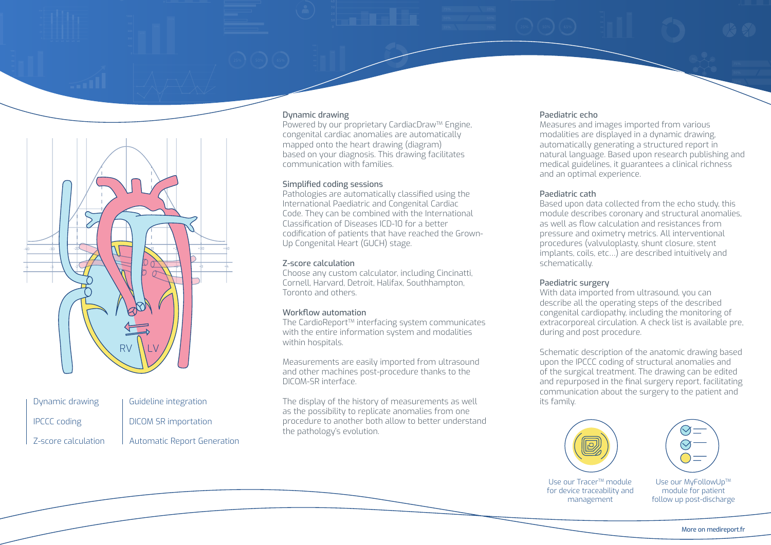Dynamic drawing

IPCCC coding

Z-score calculation

Guideline integration

DICOM SR importation

Automatic Report Generation

### Dynamic drawing

Powered by our proprietary CardiacDraw™ Engine, congenital cardiac anomalies are automatically mapped onto the heart drawing (diagram) based on your diagnosis. This drawing facilitates communication with families.

### Simplified coding sessions

Pathologies are automatically classified using the International Paediatric and Congenital Cardiac Code. They can be combined with the International Classification of Diseases ICD-10 for a better codification of patients that have reached the Grown-Up Congenital Heart (GUCH) stage.

### Z-score calculation

Choose any custom calculator, including Cincinatti, Cornell, Harvard, Detroit, Halifax, Southhampton, Toronto and others.

### Workflow automation

The CardioReport™ interfacing system communicates with the entire information system and modalities within hospitals.

Measurements are easily imported from ultrasound and other machines post-procedure thanks to the DICOM-SR interface.

The display of the history of measurements as well as the possibility to replicate anomalies from one procedure to another both allow to better understand the pathology's evolution.

### Paediatric echo

Measures and images imported from various modalities are displayed in a dynamic drawing, automatically generating a structured report in natural language. Based upon research publishing and medical guidelines, it guarantees a clinical richness and an optimal experience.

### Paediatric cath

Based upon data collected from the echo study, this module describes coronary and structural anomalies, as well as flow calculation and resistances from pressure and oximetry metrics. All interventional procedures (valvuloplasty, shunt closure, stent implants, coils, etc...) are described intuitively and schematically.

### Paediatric surgery

With data imported from ultrasound, you can describe all the operating steps of the described congenital cardiopathy, including the monitoring of extracorporeal circulation. A check list is available pre, during and post procedure.

Schematic description of the anatomic drawing based upon the IPCCC coding of structural anomalies and of the surgical treatment. The drawing can be edited and repurposed in the final surgery report, facilitating communication about the surgery to the patient and its family.

Use our Tracer™ module for device traceability and management

Use our MyFollowUp™ module for patient follow up post-discharge

More on medireport.fr